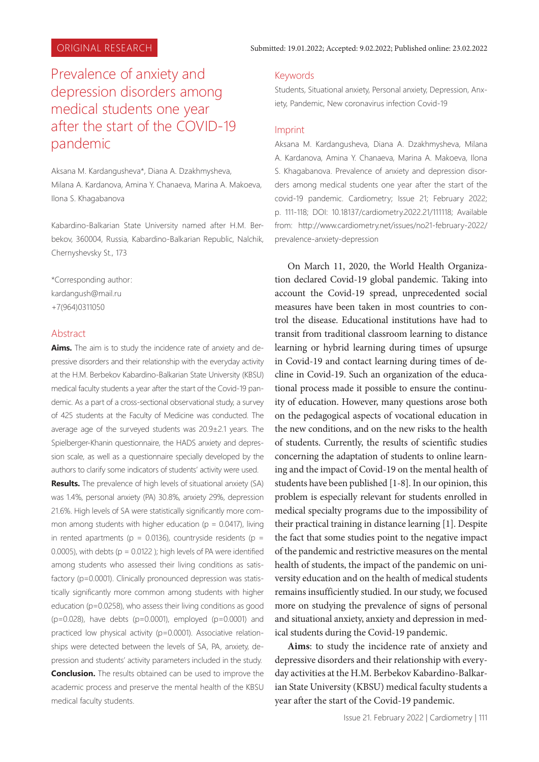ORIGINAL RESEARCH

Submitted: 19.01.2022; Accepted: 9.02.2022; Published online: 23.02.2022

# Prevalence of anxiety and depression disorders among medical students one year after the start of the COVID-19 pandemic

Aksana M. Kardangusheva*, Diana A. Dzakhmysheva, Milana A. Kardanova, Amina Y. Chanaeva, Marina A. Makoeva, Ilona S. Khagabanova

Kabardino-Balkarian State University named after H.M. Berbekov, 360004, Russia, Kabardino-Balkarian Republic, Nalchik, Chernyshevsky St., 173

*Corresponding author:
kardangush@mail.ru
+7(964)0311050

## Abstract

**Aims.** The aim is to study the incidence rate of anxiety and depressive disorders and their relationship with the everyday activity at the H.M. Berbekov Kabardino-Balkarian State University (KBSU) medical faculty students a year after the start of the Covid-19 pandemic. As a part of a cross-sectional observational study, a survey of 425 students at the Faculty of Medicine was conducted. The average age of the surveyed students was 20.9±2.1 years. The Spielberger-Khanin questionnaire, the HADS anxiety and depression scale, as well as a questionnaire specially developed by the authors to clarify some indicators of students' activity were used.

**Results.** The prevalence of high levels of situational anxiety (SA) was 1.4%, personal anxiety (PA) 30.8%, anxiety 29%, depression 21.6%. High levels of SA were statistically significantly more common among students with higher education ($p = 0.0417$), living in rented apartments ($p = 0.0136$), countryside residents ($p = 0.0005$), with debts ($p = 0.0122$); high levels of PA were identified among students who assessed their living conditions as satisfactory ($p=0.0001$). Clinically pronounced depression was statistically significantly more common among students with higher education ($p=0.0258$), who assess their living conditions as good ($p=0.028$), have debts ($p=0.0001$), employed ($p=0.0001$) and practiced low physical activity ($p=0.0001$). Associative relationships were detected between the levels of SA, PA, anxiety, depression and students' activity parameters included in the study.

**Conclusion.** The results obtained can be used to improve the academic process and preserve the mental health of the KBSU medical faculty students.

## Keywords

Students, Situational anxiety, Personal anxiety, Depression, Anxiety, Pandemic, New coronavirus infection Covid-19

## Imprint

Aksana M. Kardangusheva, Diana A. Dzakhmysheva, Milana A. Kardanova, Amina Y. Chanaeva, Marina A. Makoeva, Ilona S. Khagabanova. Prevalence of anxiety and depression disorders among medical students one year after the start of the covid-19 pandemic. Cardiometry; Issue 21; February 2022; p. 111-118; DOI: 10.18137/cardiometry.2022.21/111118; Available from: http://www.cardiometry.net/issues/no21-february-2022/prevalence-anxiety-depression

On March 11, 2020, the World Health Organization declared Covid-19 global pandemic. Taking into account the Covid-19 spread, unprecedented social measures have been taken in most countries to control the disease. Educational institutions have had to transit from traditional classroom learning to distance learning or hybrid learning during times of upsurge in Covid-19 and contact learning during times of decline in Covid-19. Such an organization of the educational process made it possible to ensure the continuity of education. However, many questions arose both on the pedagogical aspects of vocational education in the new conditions, and on the new risks to the health of students. Currently, the results of scientific studies concerning the adaptation of students to online learning and the impact of Covid-19 on the mental health of students have been published [1-8]. In our opinion, this problem is especially relevant for students enrolled in medical specialty programs due to the impossibility of their practical training in distance learning [1]. Despite the fact that some studies point to the negative impact of the pandemic and restrictive measures on the mental health of students, the impact of the pandemic on university education and on the health of medical students remains insufficiently studied. In our study, we focused more on studying the prevalence of signs of personal and situational anxiety, anxiety and depression in medical students during the Covid-19 pandemic.

**Aims**: to study the incidence rate of anxiety and depressive disorders and their relationship with everyday activities at the H.M. Berbekov Kabardino-Balkarian State University (KBSU) medical faculty students a year after the start of the Covid-19 pandemic.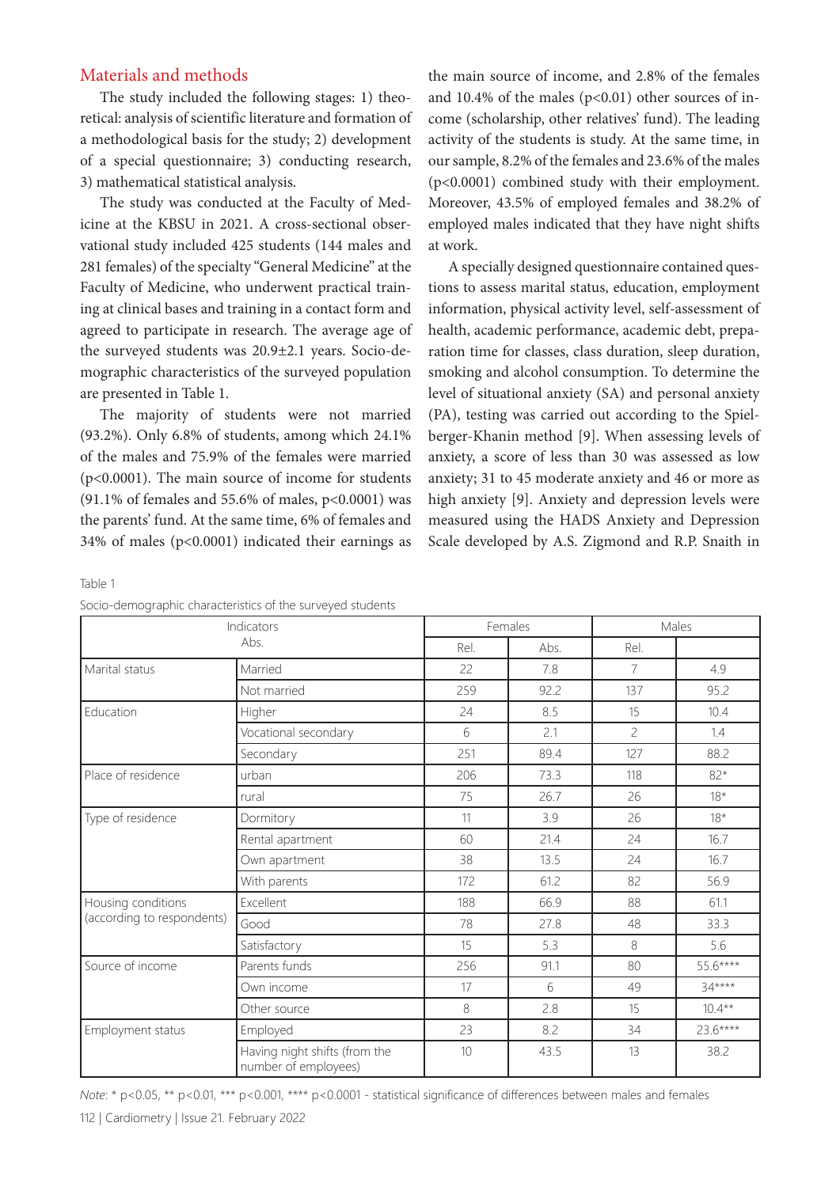## Materials and methods

The study included the following stages: 1) theoretical: analysis of scientific literature and formation of a methodological basis for the study; 2) development of a special questionnaire; 3) conducting research, 3) mathematical statistical analysis.

The study was conducted at the Faculty of Medicine at the KBSU in 2021. A cross-sectional observational study included 425 students (144 males and 281 females) of the specialty "General Medicine" at the Faculty of Medicine, who underwent practical training at clinical bases and training in a contact form and agreed to participate in research. The average age of the surveyed students was 20.9±2.1 years. Socio-demographic characteristics of the surveyed population are presented in Table 1.

The majority of students were not married (93.2%). Only 6.8% of students, among which 24.1% of the males and 75.9% of the females were married ($p<0.0001$). The main source of income for students (91.1% of females and 55.6% of males, $p<0.0001$) was the parents' fund. At the same time, 6% of females and 34% of males ($p<0.0001$) indicated their earnings as the main source of income, and 2.8% of the females and 10.4% of the males ($p<0.01$) other sources of income (scholarship, other relatives' fund). The leading activity of the students is study. At the same time, in our sample, 8.2% of the females and 23.6% of the males ($p<0.0001$) combined study with their employment. Moreover, 43.5% of employed females and 38.2% of employed males indicated that they have night shifts at work.

A specially designed questionnaire contained questions to assess marital status, education, employment information, physical activity level, self-assessment of health, academic performance, academic debt, preparation time for classes, class duration, sleep duration, smoking and alcohol consumption. To determine the level of situational anxiety (SA) and personal anxiety (PA), testing was carried out according to the Spielberger-Khanin method [9]. When assessing levels of anxiety, a score of less than 30 was assessed as low anxiety; 31 to 45 moderate anxiety and 46 or more as high anxiety [9]. Anxiety and depression levels were measured using the HADS Anxiety and Depression Scale developed by A.S. Zigmond and R.P. Snaith in

Table 1

Socio-demographic characteristics of the surveyed students

| Indicators | | Females | | Males | |
|---|---|---|---|---|---|
| Abs. | | Rel. | Abs. | Rel. | |
| Marital status | Married | 22 | 7.8 | 7 | 4.9 |
| | Not married | 259 | 92.2 | 137 | 95.2 |
| Education | Higher | 24 | 8.5 | 15 | 10.4 |
| | Vocational secondary | 6 | 2.1 | 2 | 1.4 |
| | Secondary | 251 | 89.4 | 127 | 88.2 |
| Place of residence | urban | 206 | 73.3 | 118 | 82* |
| | rural | 75 | 26.7 | 26 | 18* |
| Type of residence | Dormitory | 11 | 3.9 | 26 | 18* |
| | Rental apartment | 60 | 21.4 | 24 | 16.7 |
| | Own apartment | 38 | 13.5 | 24 | 16.7 |
| | With parents | 172 | 61.2 | 82 | 56.9 |
| Housing conditions (according to respondents) | Excellent | 188 | 66.9 | 88 | 61.1 |
| | Good | 78 | 27.8 | 48 | 33.3 |
| | Satisfactory | 15 | 5.3 | 8 | 5.6 |
| Source of income | Parents funds | 256 | 91.1 | 80 | 55.6**** |
| | Own income | 17 | 6 | 49 | 34**** |
| | Other source | 8 | 2.8 | 15 | 10.4** |
| Employment status | Employed | 23 | 8.2 | 34 | 23.6**** |
| | Having night shifts (from the number of employees) | 10 | 43.5 | 13 | 38.2 |

*Note*: * $p<0.05$, ** $p<0.01$, *** $p<0.001$, **** $p<0.0001$ - statistical significance of differences between males and females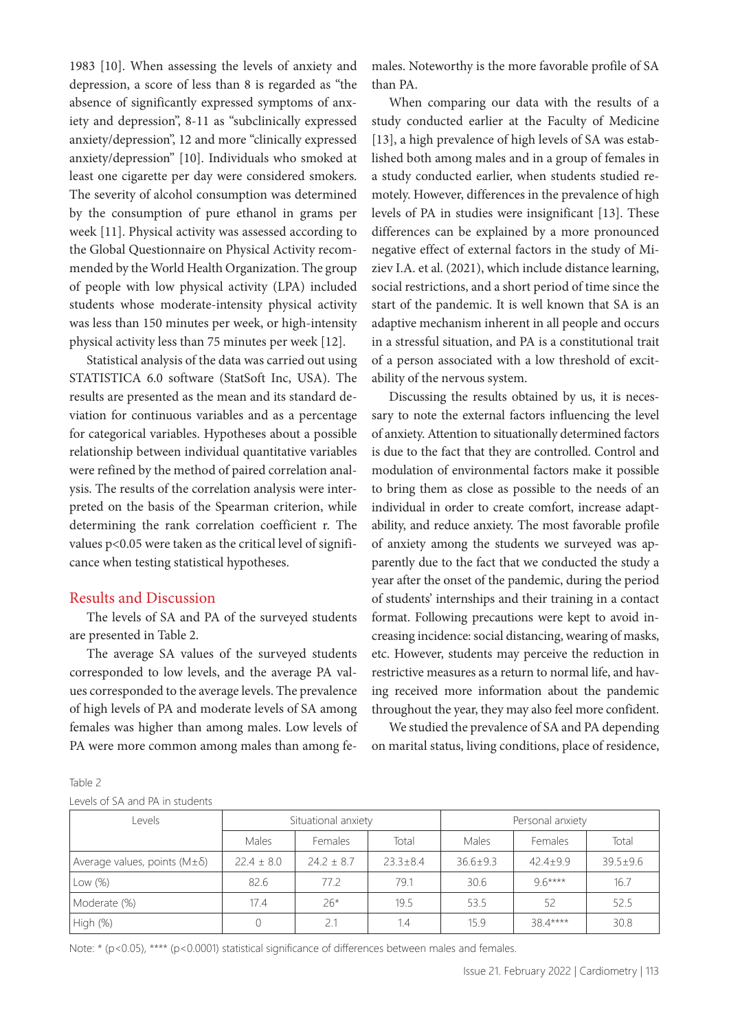1983 [10]. When assessing the levels of anxiety and depression, a score of less than 8 is regarded as "the absence of significantly expressed symptoms of anxiety and depression", 8-11 as "subclinically expressed anxiety/depression", 12 and more "clinically expressed anxiety/depression" [10]. Individuals who smoked at least one cigarette per day were considered smokers. The severity of alcohol consumption was determined by the consumption of pure ethanol in grams per week [11]. Physical activity was assessed according to the Global Questionnaire on Physical Activity recommended by the World Health Organization. The group of people with low physical activity (LPA) included students whose moderate-intensity physical activity was less than 150 minutes per week, or high-intensity physical activity less than 75 minutes per week [12].

Statistical analysis of the data was carried out using STATISTICA 6.0 software (StatSoft Inc, USA). The results are presented as the mean and its standard deviation for continuous variables and as a percentage for categorical variables. Hypotheses about a possible relationship between individual quantitative variables were refined by the method of paired correlation analysis. The results of the correlation analysis were interpreted on the basis of the Spearman criterion, while determining the rank correlation coefficient r. The values $p<0.05$ were taken as the critical level of significance when testing statistical hypotheses.

## Results and Discussion

The levels of SA and PA of the surveyed students are presented in Table 2.

The average SA values of the surveyed students corresponded to low levels, and the average PA values corresponded to the average levels. The prevalence of high levels of PA and moderate levels of SA among females was higher than among males. Low levels of PA were more common among males than among females. Noteworthy is the more favorable profile of SA than PA.

When comparing our data with the results of a study conducted earlier at the Faculty of Medicine [13], a high prevalence of high levels of SA was established both among males and in a group of females in a study conducted earlier, when students studied remotely. However, differences in the prevalence of high levels of PA in studies were insignificant [13]. These differences can be explained by a more pronounced negative effect of external factors in the study of Miziev I.A. et al. (2021), which include distance learning, social restrictions, and a short period of time since the start of the pandemic. It is well known that SA is an adaptive mechanism inherent in all people and occurs in a stressful situation, and PA is a constitutional trait of a person associated with a low threshold of excitability of the nervous system.

Discussing the results obtained by us, it is necessary to note the external factors influencing the level of anxiety. Attention to situationally determined factors is due to the fact that they are controlled. Control and modulation of environmental factors make it possible to bring them as close as possible to the needs of an individual in order to create comfort, increase adaptability, and reduce anxiety. The most favorable profile of anxiety among the students we surveyed was apparently due to the fact that we conducted the study a year after the onset of the pandemic, during the period of students' internships and their training in a contact format. Following precautions were kept to avoid increasing incidence: social distancing, wearing of masks, etc. However, students may perceive the reduction in restrictive measures as a return to normal life, and having received more information about the pandemic throughout the year, they may also feel more confident.

We studied the prevalence of SA and PA depending on marital status, living conditions, place of residence,

Table 2

Levels of SA and PA in students

| Levels | Situational anxiety | | | Personal anxiety | | |
|---|---|---|---|---|---|---|
| | Males | Females | Total | Males | Females | Total |
| Average values, points (M±δ) | 22.4 ± 8.0 | 24.2 ± 8.7 | 23.3±8.4 | 36.6±9.3 | 42.4±9.9 | 39.5±9.6 |
| Low (%) | 82.6 | 77.2 | 79.1 | 30.6 | 9.6**** | 16.7 |
| Moderate (%) | 17.4 | 26* | 19.5 | 53.5 | 52 | 52.5 |
| High (%) | 0 | 2.1 | 1.4 | 15.9 | 38.4**** | 30.8 |

Note: * ($p<0.05$), **** ($p<0.0001$) statistical significance of differences between males and females.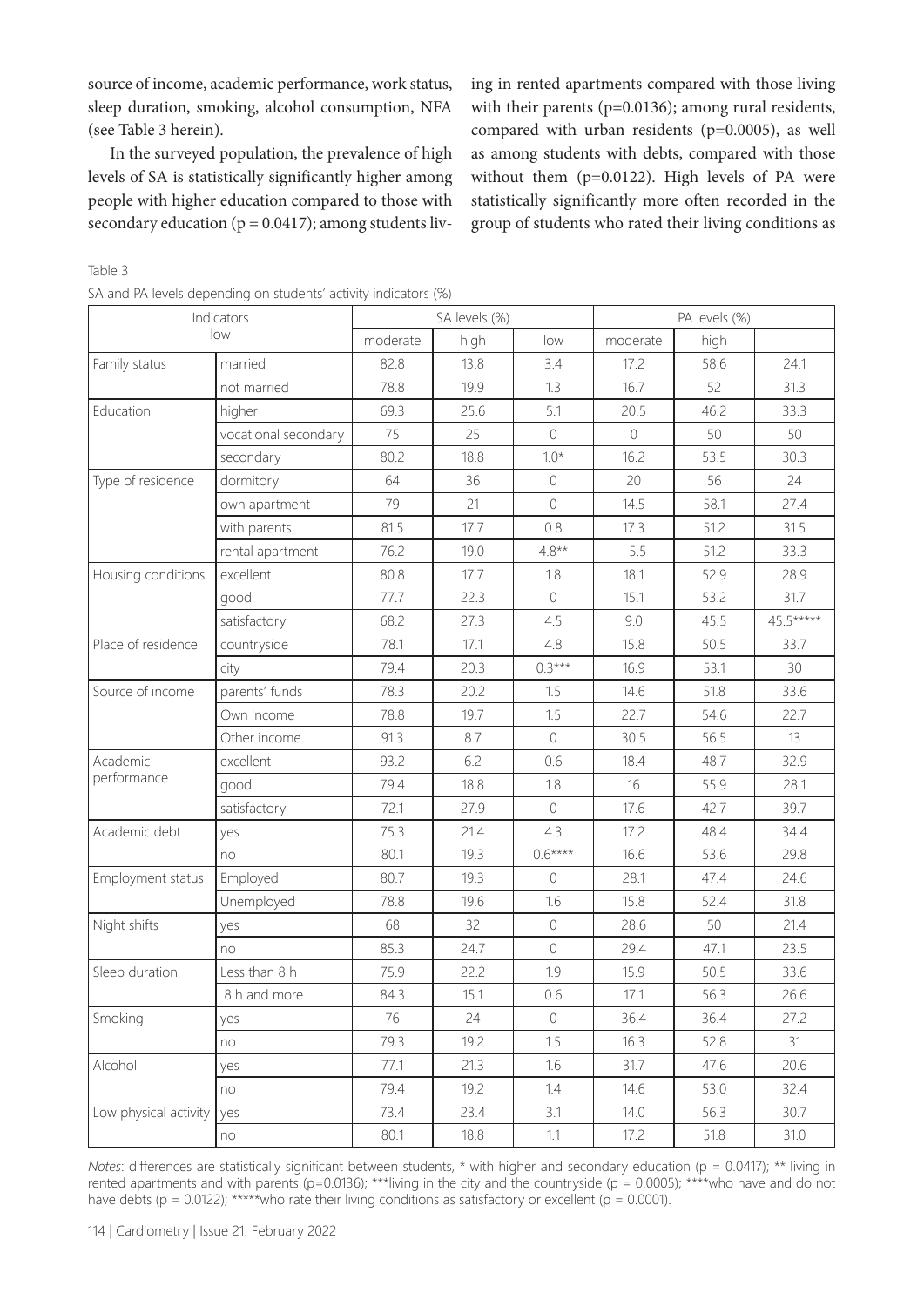source of income, academic performance, work status, sleep duration, smoking, alcohol consumption, NFA (see Table 3 herein).

In the surveyed population, the prevalence of high levels of SA is statistically significantly higher among people with higher education compared to those with secondary education (p = 0.0417); among students living in rented apartments compared with those living with their parents (p=0.0136); among rural residents, compared with urban residents (p=0.0005), as well as among students with debts, compared with those without them (p=0.0122). High levels of PA were statistically significantly more often recorded in the group of students who rated their living conditions as

Table 3

SA and PA levels depending on students' activity indicators (%)

| Indicators low | | SA levels (%) | | | PA levels (%) | | |
|---|---|---|---|---|---|---|---|
| | | moderate | high | low | moderate | high | |
| Family status | married | 82.8 | 13.8 | 3.4 | 17.2 | 58.6 | 24.1 |
| | not married | 78.8 | 19.9 | 1.3 | 16.7 | 52 | 31.3 |
| Education | higher | 69.3 | 25.6 | 5.1 | 20.5 | 46.2 | 33.3 |
| | vocational secondary | 75 | 25 | 0 | 0 | 50 | 50 |
| | secondary | 80.2 | 18.8 | 1.0* | 16.2 | 53.5 | 30.3 |
| Type of residence | dormitory | 64 | 36 | 0 | 20 | 56 | 24 |
| | own apartment | 79 | 21 | 0 | 14.5 | 58.1 | 27.4 |
| | with parents | 81.5 | 17.7 | 0.8 | 17.3 | 51.2 | 31.5 |
| | rental apartment | 76.2 | 19.0 | 4.8** | 5.5 | 51.2 | 33.3 |
| Housing conditions | excellent | 80.8 | 17.7 | 1.8 | 18.1 | 52.9 | 28.9 |
| | good | 77.7 | 22.3 | 0 | 15.1 | 53.2 | 31.7 |
| | satisfactory | 68.2 | 27.3 | 4.5 | 9.0 | 45.5 | 45.5***** |
| Place of residence | countryside | 78.1 | 17.1 | 4.8 | 15.8 | 50.5 | 33.7 |
| | city | 79.4 | 20.3 | 0.3*** | 16.9 | 53.1 | 30 |
| Source of income | parents' funds | 78.3 | 20.2 | 1.5 | 14.6 | 51.8 | 33.6 |
| | Own income | 78.8 | 19.7 | 1.5 | 22.7 | 54.6 | 22.7 |
| | Other income | 91.3 | 8.7 | 0 | 30.5 | 56.5 | 13 |
| Academic performance | excellent | 93.2 | 6.2 | 0.6 | 18.4 | 48.7 | 32.9 |
| | good | 79.4 | 18.8 | 1.8 | 16 | 55.9 | 28.1 |
| | satisfactory | 72.1 | 27.9 | 0 | 17.6 | 42.7 | 39.7 |
| Academic debt | yes | 75.3 | 21.4 | 4.3 | 17.2 | 48.4 | 34.4 |
| | no | 80.1 | 19.3 | 0.6**** | 16.6 | 53.6 | 29.8 |
| Employment status | Employed | 80.7 | 19.3 | 0 | 28.1 | 47.4 | 24.6 |
| | Unemployed | 78.8 | 19.6 | 1.6 | 15.8 | 52.4 | 31.8 |
| Night shifts | yes | 68 | 32 | 0 | 28.6 | 50 | 21.4 |
| | no | 85.3 | 24.7 | 0 | 29.4 | 47.1 | 23.5 |
| Sleep duration | Less than 8 h | 75.9 | 22.2 | 1.9 | 15.9 | 50.5 | 33.6 |
| | 8 h and more | 84.3 | 15.1 | 0.6 | 17.1 | 56.3 | 26.6 |
| Smoking | yes | 76 | 24 | 0 | 36.4 | 36.4 | 27.2 |
| | no | 79.3 | 19.2 | 1.5 | 16.3 | 52.8 | 31 |
| Alcohol | yes | 77.1 | 21.3 | 1.6 | 31.7 | 47.6 | 20.6 |
| | no | 79.4 | 19.2 | 1.4 | 14.6 | 53.0 | 32.4 |
| Low physical activity | yes | 73.4 | 23.4 | 3.1 | 14.0 | 56.3 | 30.7 |
| | no | 80.1 | 18.8 | 1.1 | 17.2 | 51.8 | 31.0 |

*Notes*: differences are statistically significant between students, * with higher and secondary education (p = 0.0417); ** living in rented apartments and with parents (p=0.0136); ***living in the city and the countryside (p = 0.0005); ****who have and do not have debts (p = 0.0122); *****who rate their living conditions as satisfactory or excellent (p = 0.0001).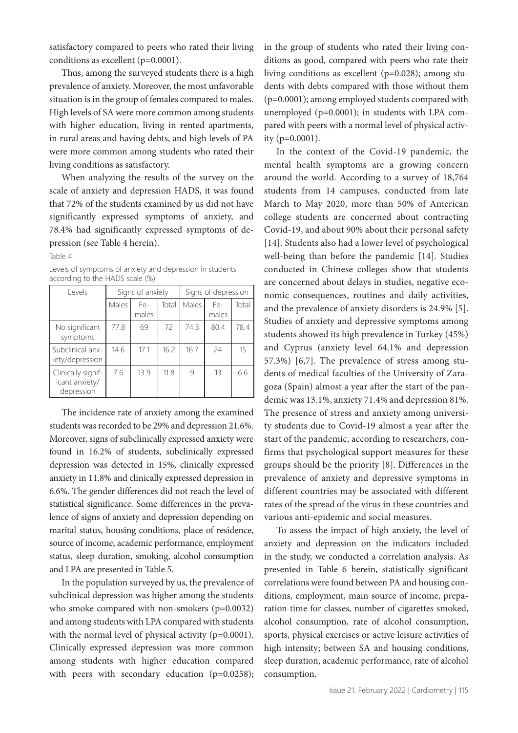satisfactory compared to peers who rated their living conditions as excellent (p=0.0001).

Thus, among the surveyed students there is a high prevalence of anxiety. Moreover, the most unfavorable situation is in the group of females compared to males. High levels of SA were more common among students with higher education, living in rented apartments, in rural areas and having debts, and high levels of PA were more common among students who rated their living conditions as satisfactory.

When analyzing the results of the survey on the scale of anxiety and depression HADS, it was found that 72% of the students examined by us did not have significantly expressed symptoms of anxiety, and 78.4% had significantly expressed symptoms of depression (see Table 4 herein).

Table 4

Levels of symptoms of anxiety and depression in students according to the HADS scale (%)

| Levels | Signs of anxiety | | | Signs of depression | | |
|---|---|---|---|---|---|---|
| | Males | Females | Total | Males | Females | Total |
| No significant symptoms | 77.8 | 69 | 72 | 74.3 | 80.4 | 78.4 |
| Subclinical anxiety/depression | 14.6 | 17.1 | 16.2 | 16.7 | 24 | 15 |
| Clinically significant anxiety/depression | 7.6 | 13.9 | 11.8 | 9 | 13 | 6.6 |

The incidence rate of anxiety among the examined students was recorded to be 29% and depression 21.6%. Moreover, signs of subclinically expressed anxiety were found in 16.2% of students, subclinically expressed depression was detected in 15%, clinically expressed anxiety in 11.8% and clinically expressed depression in 6.6%. The gender differences did not reach the level of statistical significance. Some differences in the prevalence of signs of anxiety and depression depending on marital status, housing conditions, place of residence, source of income, academic performance, employment status, sleep duration, smoking, alcohol consumption and LPA are presented in Table 5.

In the population surveyed by us, the prevalence of subclinical depression was higher among the students who smoke compared with non-smokers (p=0.0032) and among students with LPA compared with students with the normal level of physical activity (p=0.0001). Clinically expressed depression was more common among students with higher education compared with peers with secondary education (p=0.0258); in the group of students who rated their living conditions as good, compared with peers who rate their living conditions as excellent (p=0.028); among students with debts compared with those without them (p=0.0001); among employed students compared with unemployed (p=0.0001); in students with LPA compared with peers with a normal level of physical activity (p=0.0001).

In the context of the Covid-19 pandemic, the mental health symptoms are a growing concern around the world. According to a survey of 18,764 students from 14 campuses, conducted from late March to May 2020, more than 50% of American college students are concerned about contracting Covid-19, and about 90% about their personal safety [14]. Students also had a lower level of psychological well-being than before the pandemic [14]. Studies conducted in Chinese colleges show that students are concerned about delays in studies, negative economic consequences, routines and daily activities, and the prevalence of anxiety disorders is 24.9% [5]. Studies of anxiety and depressive symptoms among students showed its high prevalence in Turkey (45%) and Cyprus (anxiety level 64.1% and depression 57.3%) [6,7]. The prevalence of stress among students of medical faculties of the University of Zaragoza (Spain) almost a year after the start of the pandemic was 13.1%, anxiety 71.4% and depression 81%. The presence of stress and anxiety among university students due to Covid-19 almost a year after the start of the pandemic, according to researchers, confirms that psychological support measures for these groups should be the priority [8]. Differences in the prevalence of anxiety and depressive symptoms in different countries may be associated with different rates of the spread of the virus in these countries and various anti-epidemic and social measures.

To assess the impact of high anxiety, the level of anxiety and depression on the indicators included in the study, we conducted a correlation analysis. As presented in Table 6 herein, statistically significant correlations were found between PA and housing conditions, employment, main source of income, preparation time for classes, number of cigarettes smoked, alcohol consumption, rate of alcohol consumption, sports, physical exercises or active leisure activities of high intensity; between SA and housing conditions, sleep duration, academic performance, rate of alcohol consumption.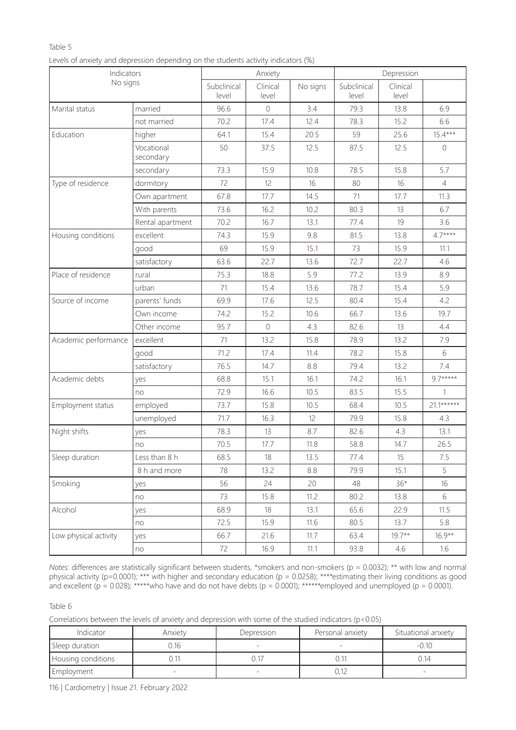Table 5

Levels of anxiety and depression depending on the students activity indicators (%)

| Indicators No signs | | Anxiety | | | Depression | | |
|---|---|---|---|---|---|---|---|
| | | Subclinical level | Clinical level | No signs | Subclinical level | Clinical level | |
| Marital status | married | 96.6 | 0 | 3.4 | 79.3 | 13.8 | 6.9 |
| | not married | 70.2 | 17.4 | 12.4 | 78.3 | 15.2 | 6.6 |
| Education | higher | 64.1 | 15.4 | 20.5 | 59 | 25.6 | 15.4*** |
| | Vocational secondary | 50 | 37.5 | 12.5 | 87.5 | 12.5 | 0 |
| | secondary | 73.3 | 15.9 | 10.8 | 78.5 | 15.8 | 5.7 |
| Type of residence | dormitory | 72 | 12 | 16 | 80 | 16 | 4 |
| | Own apartment | 67.8 | 17.7 | 14.5 | 71 | 17.7 | 11.3 |
| | With parents | 73.6 | 16.2 | 10.2 | 80.3 | 13 | 6.7 |
| | Rental apartment | 70.2 | 16.7 | 13.1 | 77.4 | 19 | 3.6 |
| Housing conditions | excellent | 74.3 | 15.9 | 9.8 | 81.5 | 13.8 | 4.7**** |
| | good | 69 | 15.9 | 15.1 | 73 | 15.9 | 11.1 |
| | satisfactory | 63.6 | 22.7 | 13.6 | 72.7 | 22.7 | 4.6 |
| Place of residence | rural | 75.3 | 18.8 | 5.9 | 77.2 | 13.9 | 8.9 |
| | urban | 71 | 15.4 | 13.6 | 78.7 | 15.4 | 5.9 |
| Source of income | parents' funds | 69.9 | 17.6 | 12.5 | 80.4 | 15.4 | 4.2 |
| | Own income | 74.2 | 15.2 | 10.6 | 66.7 | 13.6 | 19.7 |
| | Other income | 95.7 | 0 | 4.3 | 82.6 | 13 | 4.4 |
| Academic performance | excellent | 71 | 13.2 | 15.8 | 78.9 | 13.2 | 7.9 |
| | good | 71.2 | 17.4 | 11.4 | 78.2 | 15.8 | 6 |
| | satisfactory | 76.5 | 14.7 | 8.8 | 79.4 | 13.2 | 7.4 |
| Academic debts | yes | 68.8 | 15.1 | 16.1 | 74.2 | 16.1 | 9.7***** |
| | no | 72.9 | 16.6 | 10.5 | 83.5 | 15.5 | 1 |
| Employment status | employed | 73.7 | 15.8 | 10.5 | 68.4 | 10.5 | 21.1****** |
| | unemployed | 71.7 | 16.3 | 12 | 79.9 | 15.8 | 4.3 |
| Night shifts | yes | 78.3 | 13 | 8.7 | 82.6 | 4.3 | 13.1 |
| | no | 70.5 | 17.7 | 11.8 | 58.8 | 14.7 | 26.5 |
| Sleep duration | Less than 8 h | 68.5 | 18 | 13.5 | 77.4 | 15 | 7.5 |
| | 8 h and more | 78 | 13.2 | 8.8 | 79.9 | 15.1 | 5 |
| Smoking | yes | 56 | 24 | 20 | 48 | 36* | 16 |
| | no | 73 | 15.8 | 11.2 | 80.2 | 13.8 | 6 |
| Alcohol | yes | 68.9 | 18 | 13.1 | 65.6 | 22.9 | 11.5 |
| | no | 72.5 | 15.9 | 11.6 | 80.5 | 13.7 | 5.8 |
| Low physical activity | yes | 66.7 | 21.6 | 11.7 | 63.4 | 19.7** | 16.9** |
| | no | 72 | 16.9 | 11.1 | 93.8 | 4.6 | 1.6 |

*Notes*: differences are statistically significant between students, *smokers and non-smokers ($p = 0.0032$); ** with low and normal physical activity ($p=0.0001$); *** with higher and secondary education ($p = 0.0258$); ****estimating their living conditions as good and excellent ($p = 0.028$); *****who have and do not have debts ($p = 0.0001$); ******employed and unemployed ($p = 0.0001$).

Table 6

Correlations between the levels of anxiety and depression with some of the studied indicators ($p<0.05$)

| Indicator | Anxiety | Depression | Personal anxiety | Situational anxiety |
|---|---|---|---|---|
| Sleep duration | 0.16 | - | - | -0.10 |
| Housing conditions | 0.11 | 0.17 | 0.11 | 0.14 |
| Employment | - | - | 0,12 | - |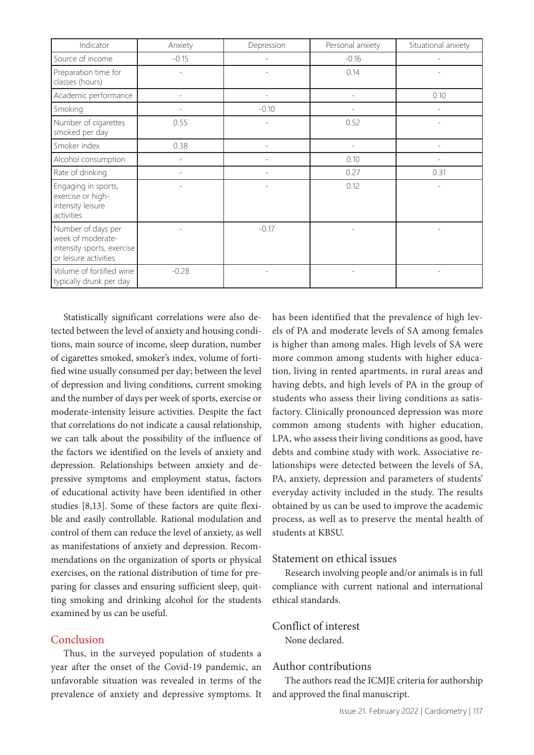| Indicator | Anxiety | Depression | Personal anxiety | Situational anxiety |
|---|---|---|---|---|
| Source of income | -0.15 | - | -0.16 | - |
| Preparation time for classes (hours) | - | - | 0.14 | - |
| Academic performance | - | - | - | 0.10 |
| Smoking | - | -0.10 | - | - |
| Number of cigarettes smoked per day | 0.55 | - | 0.52 | - |
| Smoker index | 0.38 | - | - | - |
| Alcohol consumption | - | - | 0.10 | - |
| Rate of drinking | - | - | 0.27 | 0.31 |
| Engaging in sports, exercise or high-intensity leisure activities | - | - | 0.12 | - |
| Number of days per week of moderate-intensity sports, exercise or leisure activities | - | -0.17 | - | - |
| Volume of fortified wine typically drunk per day | -0.28 | - | - | - |

Statistically significant correlations were also detected between the level of anxiety and housing conditions, main source of income, sleep duration, number of cigarettes smoked, smoker's index, volume of fortified wine usually consumed per day; between the level of depression and living conditions, current smoking and the number of days per week of sports, exercise or moderate-intensity leisure activities. Despite the fact that correlations do not indicate a causal relationship, we can talk about the possibility of the influence of the factors we identified on the levels of anxiety and depression. Relationships between anxiety and depressive symptoms and employment status, factors of educational activity have been identified in other studies [8,13]. Some of these factors are quite flexible and easily controllable. Rational modulation and control of them can reduce the level of anxiety, as well as manifestations of anxiety and depression. Recommendations on the organization of sports or physical exercises, on the rational distribution of time for preparing for classes and ensuring sufficient sleep, quitting smoking and drinking alcohol for the students examined by us can be useful.

## Conclusion

Thus, in the surveyed population of students a year after the onset of the Covid-19 pandemic, an unfavorable situation was revealed in terms of the prevalence of anxiety and depressive symptoms. It has been identified that the prevalence of high levels of PA and moderate levels of SA among females is higher than among males. High levels of SA were more common among students with higher education, living in rented apartments, in rural areas and having debts, and high levels of PA in the group of students who assess their living conditions as satisfactory. Clinically pronounced depression was more common among students with higher education, LPA, who assess their living conditions as good, have debts and combine study with work. Associative relationships were detected between the levels of SA, PA, anxiety, depression and parameters of students' everyday activity included in the study. The results obtained by us can be used to improve the academic process, as well as to preserve the mental health of students at KBSU.

## Statement on ethical issues

Research involving people and/or animals is in full compliance with current national and international ethical standards.

## Conflict of interest

None declared.

## Author contributions

The authors read the ICMJE criteria for authorship and approved the final manuscript.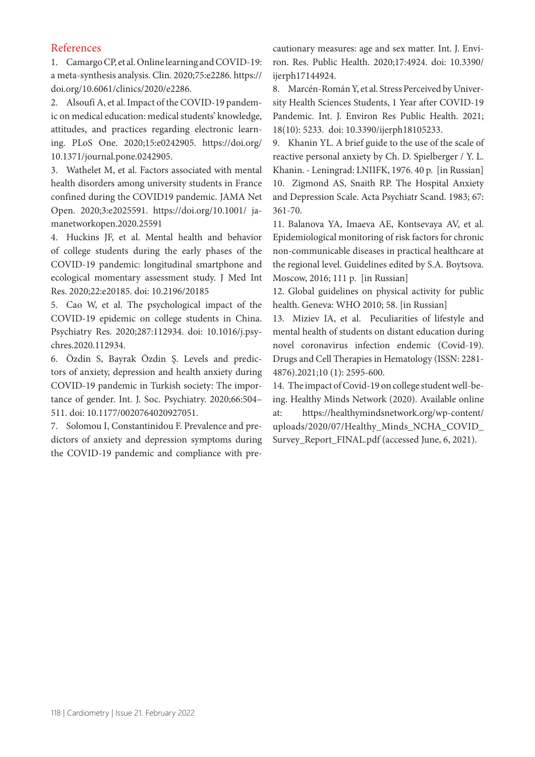## References

1. Camargo CP, et al. Online learning and COVID-19: a meta-synthesis analysis. Clin. 2020;75:e2286. https://doi.org/10.6061/clinics/2020/e2286.
2. Alsoufi A, et al. Impact of the COVID-19 pandemic on medical education: medical students' knowledge, attitudes, and practices regarding electronic learning. PLoS One. 2020;15:e0242905. https://doi.org/10.1371/journal.pone.0242905.
3. Wathelet M, et al. Factors associated with mental health disorders among university students in France confined during the COVID19 pandemic. JAMA Net Open. 2020;3:e2025591. https://doi.org/10.1001/ jamanetworkopen.2020.25591
4. Huckins JF, et al. Mental health and behavior of college students during the early phases of the COVID-19 pandemic: longitudinal smartphone and ecological momentary assessment study. J Med Int Res. 2020;22:e20185. doi: 10.2196/20185
5. Cao W, et al. The psychological impact of the COVID-19 epidemic on college students in China. Psychiatry Res. 2020;287:112934. doi: 10.1016/j.psychres.2020.112934.
6. Özdin S, Bayrak Özdin Ş. Levels and predictors of anxiety, depression and health anxiety during COVID-19 pandemic in Turkish society: The importance of gender. Int. J. Soc. Psychiatry. 2020;66:504–511. doi: 10.1177/0020764020927051.
7. Solomou I, Constantinidou F. Prevalence and predictors of anxiety and depression symptoms during the COVID-19 pandemic and compliance with precautionary measures: age and sex matter. Int. J. Environ. Res. Public Health. 2020;17:4924. doi: 10.3390/ijerph17144924.
8. Marcén-Román Y, et al. Stress Perceived by University Health Sciences Students, 1 Year after COVID-19 Pandemic. Int. J. Environ Res Public Health. 2021; 18(10): 5233. doi: 10.3390/ijerph18105233.
9. Khanin YL. A brief guide to the use of the scale of reactive personal anxiety by Ch. D. Spielberger / Y. L. Khanin. - Leningrad: LNIIFK, 1976. 40 p. [in Russian]
10. Zigmond AS, Snaith RP. The Hospital Anxiety and Depression Scale. Acta Psychiatr Scand. 1983; 67: 361-70.
11. Balanova YA, Imaeva AE, Kontsevaya AV, et al. Epidemiological monitoring of risk factors for chronic non-communicable diseases in practical healthcare at the regional level. Guidelines edited by S.A. Boytsova. Moscow, 2016; 111 p. [in Russian]
12. Global guidelines on physical activity for public health. Geneva: WHO 2010; 58. [in Russian]
13. Miziev IA, et al. Peculiarities of lifestyle and mental health of students on distant education during novel coronavirus infection endemic (Covid-19). Drugs and Cell Therapies in Hematology (ISSN: 2281-4876).2021;10 (1): 2595-600.
14. The impact of Covid-19 on college student well-being. Healthy Minds Network (2020). Available online at: https://healthymindsnetwork.org/wp-content/uploads/2020/07/Healthy_Minds_NCHA_COVID_Survey_Report_FINAL.pdf (accessed June, 6, 2021).